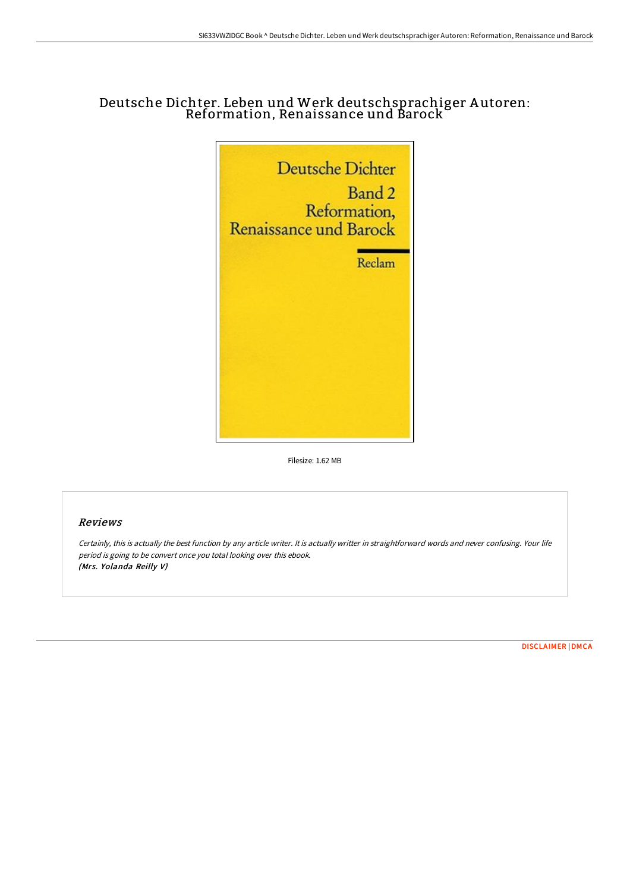# Deutsche Dichter. Leben und Werk deutschsprachiger Autoren: Reformation, Renaissance und Barock

Filesize: 1.62 MB

## Reviews

*Certainly, this is actually the best function by any article writer. It is actually writter in straightforward words and never confusing. Your life period is going to be convert once you total looking over this ebook.*
***(Mrs. Yolanda Reilly V)***

DISCLAIMER | DMCA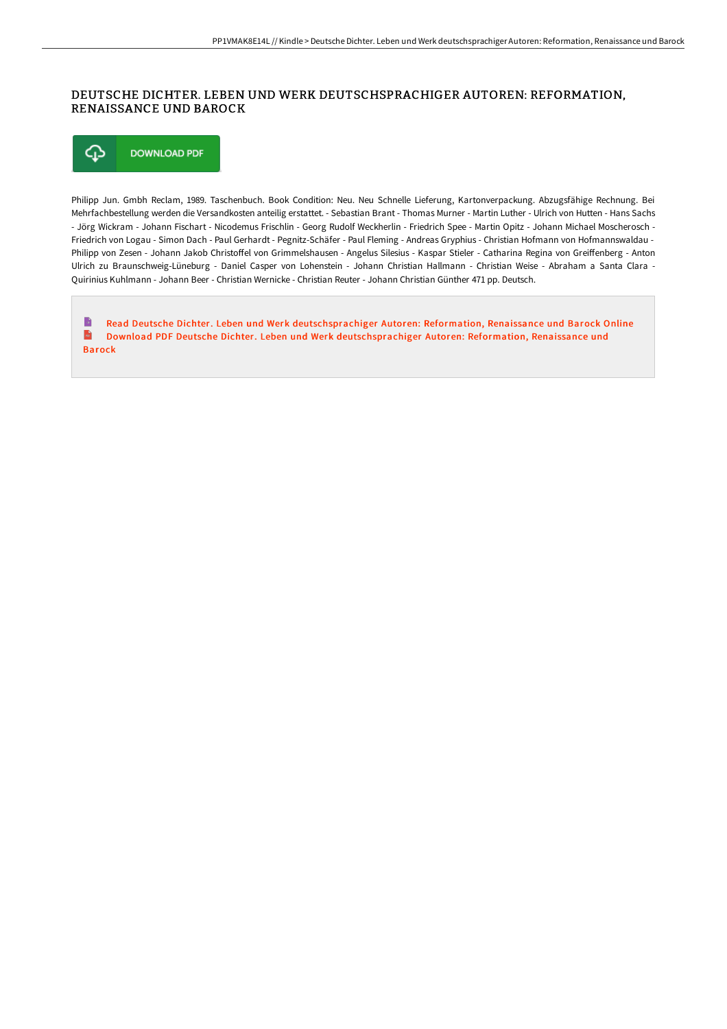# DEUTSCHE DICHTER. LEBEN UND WERK DEUTSCHSPRACHIGER AUTOREN: REFORMATION, RENAISSANCE UND BAROCK

DOWNLOAD PDF

Philipp Jun. Gmbh Reclam, 1989. Taschenbuch. Book Condition: Neu. Neu Schnelle Lieferung, Kartonverpackung. Abzugsfähige Rechnung. Bei Mehrfachbestellung werden die Versandkosten anteilig erstattet. - Sebastian Brant - Thomas Murner - Martin Luther - Ulrich von Hutten - Hans Sachs - Jörg Wickram - Johann Fischart - Nicodemus Frischlin - Georg Rudolf Weckherlin - Friedrich Spee - Martin Opitz - Johann Michael Moscherosch - Friedrich von Logau - Simon Dach - Paul Gerhardt - Pegnitz-Schäfer - Paul Fleming - Andreas Gryphius - Christian Hofmann von Hofmannswaldau - Philipp von Zesen - Johann Jakob Christoffel von Grimmelshausen - Angelus Silesius - Kaspar Stieler - Catharina Regina von Greiffenberg - Anton Ulrich zu Braunschweig-Lüneburg - Daniel Casper von Lohenstein - Johann Christian Hallmann - Christian Weise - Abraham a Santa Clara - Quirinius Kuhlmann - Johann Beer - Christian Wernicke - Christian Reuter - Johann Christian Günther 471 pp. Deutsch.

Read Deutsche Dichter. Leben und Werk deutschsprachiger Autoren: Reformation, Renaissance und Barock Online
Download PDF Deutsche Dichter. Leben und Werk deutschsprachiger Autoren: Reformation, Renaissance und Barock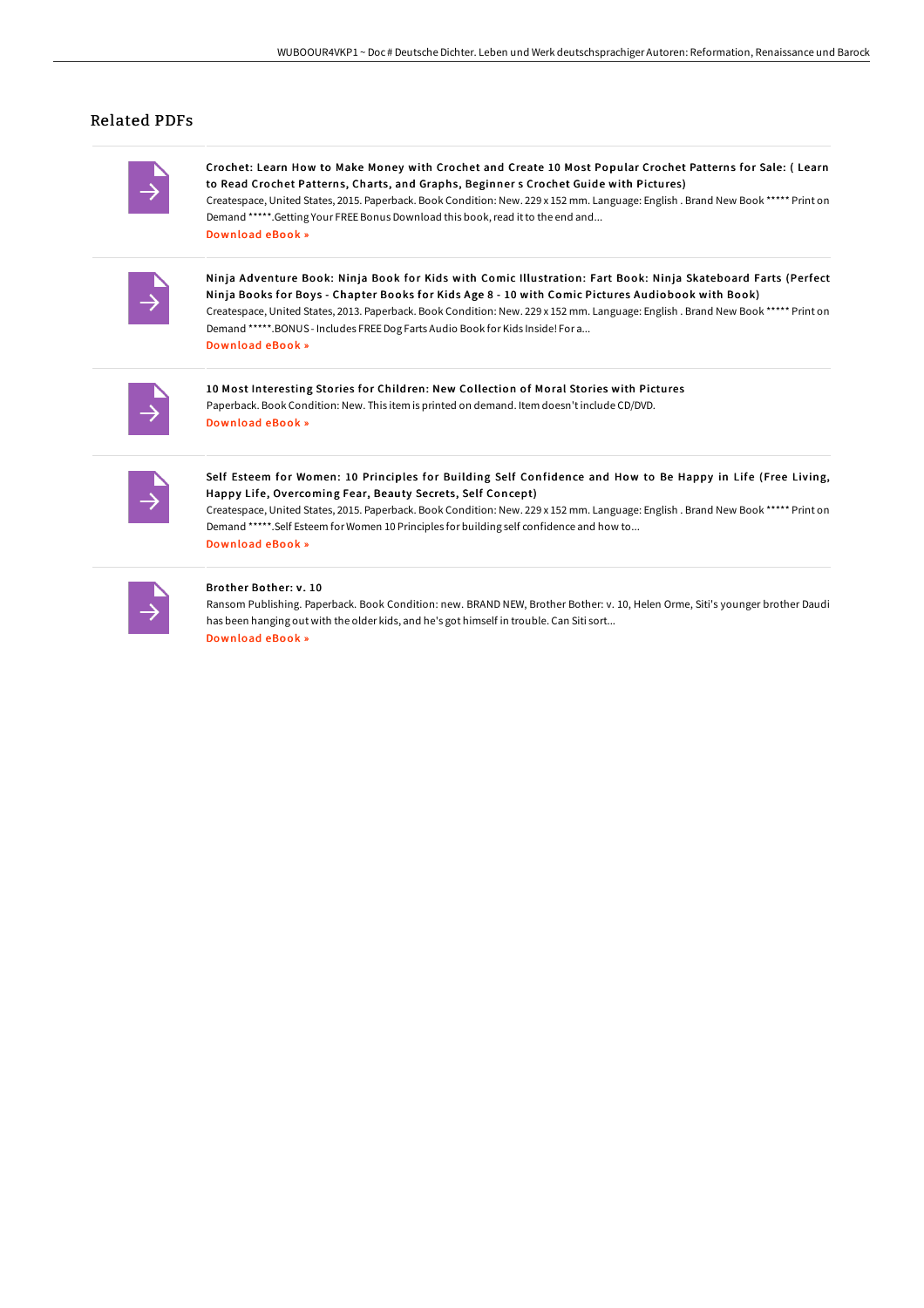## Related PDFs

**Crochet: Learn How to Make Money with Crochet and Create 10 Most Popular Crochet Patterns for Sale: ( Learn to Read Crochet Patterns, Charts, and Graphs, Beginner s Crochet Guide with Pictures)**

Createspace, United States, 2015. Paperback. Book Condition: New. 229 x 152 mm. Language: English . Brand New Book ***** Print on Demand *****.Getting Your FREE Bonus Download this book, read it to the end and...

Download eBook »

**Ninja Adventure Book: Ninja Book for Kids with Comic Illustration: Fart Book: Ninja Skateboard Farts (Perfect Ninja Books for Boys - Chapter Books for Kids Age 8 - 10 with Comic Pictures Audiobook with Book)**

Createspace, United States, 2013. Paperback. Book Condition: New. 229 x 152 mm. Language: English . Brand New Book ***** Print on Demand *****.BONUS - Includes FREE Dog Farts Audio Book for Kids Inside! For a...

Download eBook »

**10 Most Interesting Stories for Children: New Collection of Moral Stories with Pictures**

Paperback. Book Condition: New. This item is printed on demand. Item doesn't include CD/DVD.

Download eBook »

**Self Esteem for Women: 10 Principles for Building Self Confidence and How to Be Happy in Life (Free Living, Happy Life, Overcoming Fear, Beauty Secrets, Self Concept)**

Createspace, United States, 2015. Paperback. Book Condition: New. 229 x 152 mm. Language: English . Brand New Book ***** Print on Demand *****.Self Esteem for Women 10 Principles for building self confidence and how to...

Download eBook »

**Brother Bother: v. 10**

Ransom Publishing. Paperback. Book Condition: new. BRAND NEW, Brother Bother: v. 10, Helen Orme, Siti's younger brother Daudi has been hanging out with the older kids, and he's got himself in trouble. Can Siti sort...

Download eBook »